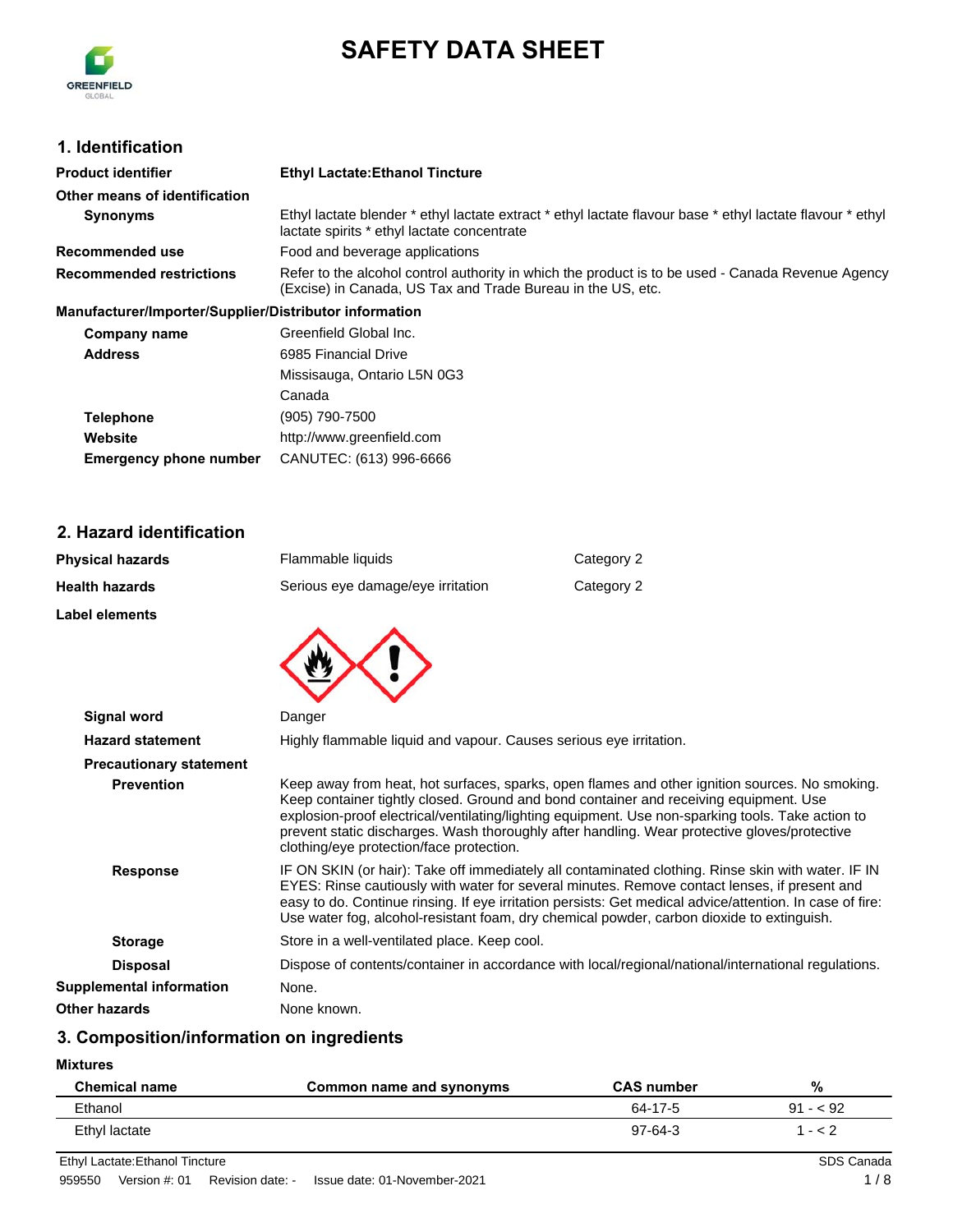# SAFETY DATA SHEET

## 1. Identification

| | |
|---|---|
| **Product identifier** | **Ethyl Lactate:Ethanol Tincture** |
| **Other means of identification** | |
| **Synonyms** | Ethyl lactate blender * ethyl lactate extract * ethyl lactate flavour base * ethyl lactate flavour * ethyl lactate spirits * ethyl lactate concentrate |
| **Recommended use** | Food and beverage applications |
| **Recommended restrictions** | Refer to the alcohol control authority in which the product is to be used - Canada Revenue Agency (Excise) in Canada, US Tax and Trade Bureau in the US, etc. |

**Manufacturer/Importer/Supplier/Distributor information**

| | |
|---|---|
| **Company name** | Greenfield Global Inc. |
| **Address** | 6985 Financial Drive<br>Missisauga, Ontario L5N 0G3<br>Canada |
| **Telephone** | (905) 790-7500 |
| **Website** | http://www.greenfield.com |
| **Emergency phone number** | CANUTEC: (613) 996-6666 |

## 2. Hazard identification

| | | |
|---|---|---|
| **Physical hazards** | Flammable liquids | Category 2 |
| **Health hazards** | Serious eye damage/eye irritation | Category 2 |

**Label elements**

| | |
|---|---|
| **Signal word** | Danger |
| **Hazard statement** | Highly flammable liquid and vapour. Causes serious eye irritation. |
| **Precautionary statement** | |
| **Prevention** | Keep away from heat, hot surfaces, sparks, open flames and other ignition sources. No smoking. Keep container tightly closed. Ground and bond container and receiving equipment. Use explosion-proof electrical/ventilating/lighting equipment. Use non-sparking tools. Take action to prevent static discharges. Wash thoroughly after handling. Wear protective gloves/protective clothing/eye protection/face protection. |
| **Response** | IF ON SKIN (or hair): Take off immediately all contaminated clothing. Rinse skin with water. IF IN EYES: Rinse cautiously with water for several minutes. Remove contact lenses, if present and easy to do. Continue rinsing. If eye irritation persists: Get medical advice/attention. In case of fire: Use water fog, alcohol-resistant foam, dry chemical powder, carbon dioxide to extinguish. |
| **Storage** | Store in a well-ventilated place. Keep cool. |
| **Disposal** | Dispose of contents/container in accordance with local/regional/national/international regulations. |
| **Supplemental information** | None. |
| **Other hazards** | None known. |

## 3. Composition/information on ingredients

**Mixtures**

| Chemical name | Common name and synonyms | CAS number | % |
|---|---|---|---|
| Ethanol | | 64-17-5 | 91 - < 92 |
| Ethyl lactate | | 97-64-3 | 1 - < 2 |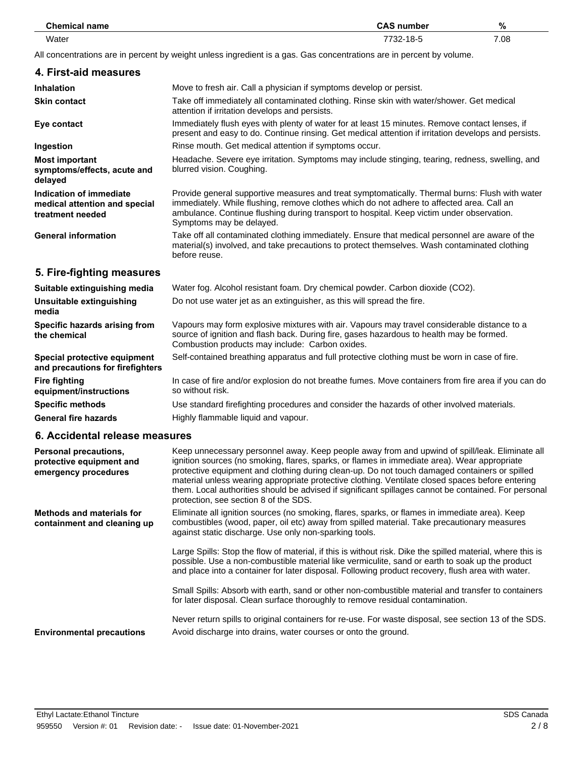| Chemical name | CAS number | % |
| --- | --- | --- |
| Water | 7732-18-5 | 7.08 |

All concentrations are in percent by weight unless ingredient is a gas. Gas concentrations are in percent by volume.

## 4. First-aid measures

**Inhalation**
Move to fresh air. Call a physician if symptoms develop or persist.

**Skin contact**
Take off immediately all contaminated clothing. Rinse skin with water/shower. Get medical attention if irritation develops and persists.

**Eye contact**
Immediately flush eyes with plenty of water for at least 15 minutes. Remove contact lenses, if present and easy to do. Continue rinsing. Get medical attention if irritation develops and persists.

**Ingestion**
Rinse mouth. Get medical attention if symptoms occur.

**Most important symptoms/effects, acute and delayed**
Headache. Severe eye irritation. Symptoms may include stinging, tearing, redness, swelling, and blurred vision. Coughing.

**Indication of immediate medical attention and special treatment needed**
Provide general supportive measures and treat symptomatically. Thermal burns: Flush with water immediately. While flushing, remove clothes which do not adhere to affected area. Call an ambulance. Continue flushing during transport to hospital. Keep victim under observation. Symptoms may be delayed.

**General information**
Take off all contaminated clothing immediately. Ensure that medical personnel are aware of the material(s) involved, and take precautions to protect themselves. Wash contaminated clothing before reuse.

## 5. Fire-fighting measures

**Suitable extinguishing media**
Water fog. Alcohol resistant foam. Dry chemical powder. Carbon dioxide ($CO_2$).

**Unsuitable extinguishing media**
Do not use water jet as an extinguisher, as this will spread the fire.

**Specific hazards arising from the chemical**
Vapours may form explosive mixtures with air. Vapours may travel considerable distance to a source of ignition and flash back. During fire, gases hazardous to health may be formed. Combustion products may include: Carbon oxides.

**Special protective equipment and precautions for firefighters**
Self-contained breathing apparatus and full protective clothing must be worn in case of fire.

**Fire fighting equipment/instructions**
In case of fire and/or explosion do not breathe fumes. Move containers from fire area if you can do so without risk.

**Specific methods**
Use standard firefighting procedures and consider the hazards of other involved materials.

**General fire hazards**
Highly flammable liquid and vapour.

## 6. Accidental release measures

**Personal precautions, protective equipment and emergency procedures**
Keep unnecessary personnel away. Keep people away from and upwind of spill/leak. Eliminate all ignition sources (no smoking, flares, sparks, or flames in immediate area). Wear appropriate protective equipment and clothing during clean-up. Do not touch damaged containers or spilled material unless wearing appropriate protective clothing. Ventilate closed spaces before entering them. Local authorities should be advised if significant spillages cannot be contained. For personal protection, see section 8 of the SDS.

**Methods and materials for containment and cleaning up**
Eliminate all ignition sources (no smoking, flares, sparks, or flames in immediate area). Keep combustibles (wood, paper, oil etc) away from spilled material. Take precautionary measures against static discharge. Use only non-sparking tools.

Large Spills: Stop the flow of material, if this is without risk. Dike the spilled material, where this is possible. Use a non-combustible material like vermiculite, sand or earth to soak up the product and place into a container for later disposal. Following product recovery, flush area with water.

Small Spills: Absorb with earth, sand or other non-combustible material and transfer to containers for later disposal. Clean surface thoroughly to remove residual contamination.

Never return spills to original containers for re-use. For waste disposal, see section 13 of the SDS.

**Environmental precautions**
Avoid discharge into drains, water courses or onto the ground.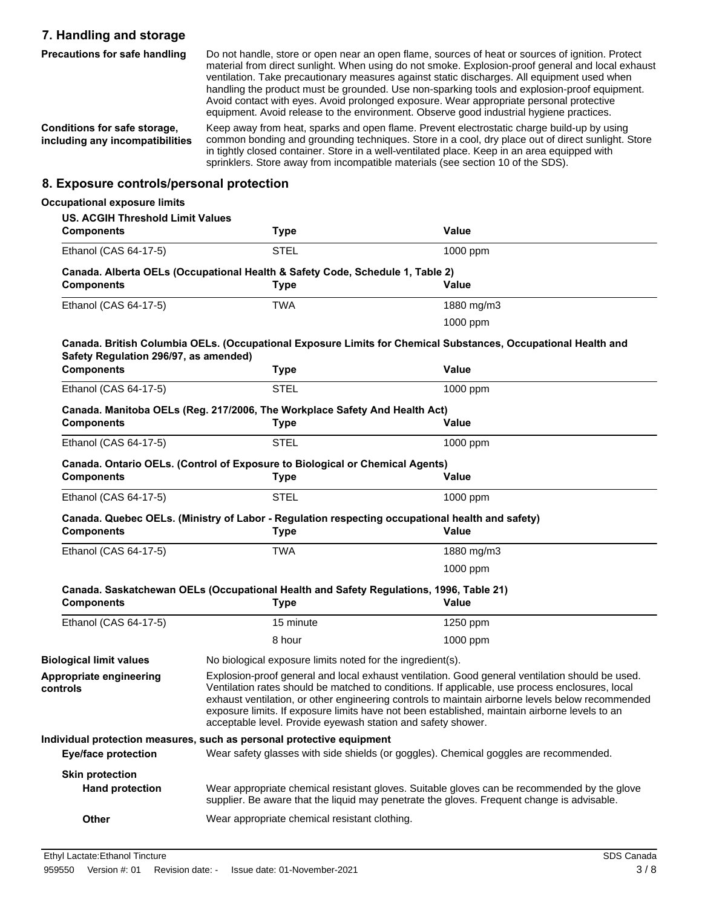## 7. Handling and storage

**Precautions for safe handling**

Do not handle, store or open near an open flame, sources of heat or sources of ignition. Protect material from direct sunlight. When using do not smoke. Explosion-proof general and local exhaust ventilation. Take precautionary measures against static discharges. All equipment used when handling the product must be grounded. Use non-sparking tools and explosion-proof equipment. Avoid contact with eyes. Avoid prolonged exposure. Wear appropriate personal protective equipment. Avoid release to the environment. Observe good industrial hygiene practices.

**Conditions for safe storage, including any incompatibilities**

Keep away from heat, sparks and open flame. Prevent electrostatic charge build-up by using common bonding and grounding techniques. Store in a cool, dry place out of direct sunlight. Store in tightly closed container. Store in a well-ventilated place. Keep in an area equipped with sprinklers. Store away from incompatible materials (see section 10 of the SDS).

## 8. Exposure controls/personal protection

**Occupational exposure limits**

**US. ACGIH Threshold Limit Values**

| Components | Type | Value |
|---|---|---|
| Ethanol (CAS 64-17-5) | STEL | 1000 ppm |

**Canada. Alberta OELs (Occupational Health & Safety Code, Schedule 1, Table 2)**

| Components | Type | Value |
|---|---|---|
| Ethanol (CAS 64-17-5) | TWA | 1880 mg/m3 |
| | | 1000 ppm |

**Canada. British Columbia OELs. (Occupational Exposure Limits for Chemical Substances, Occupational Health and Safety Regulation 296/97, as amended)**

| Components | Type | Value |
|---|---|---|
| Ethanol (CAS 64-17-5) | STEL | 1000 ppm |

**Canada. Manitoba OELs (Reg. 217/2006, The Workplace Safety And Health Act)**

| Components | Type | Value |
|---|---|---|
| Ethanol (CAS 64-17-5) | STEL | 1000 ppm |

**Canada. Ontario OELs. (Control of Exposure to Biological or Chemical Agents)**

| Components | Type | Value |
|---|---|---|
| Ethanol (CAS 64-17-5) | STEL | 1000 ppm |

**Canada. Quebec OELs. (Ministry of Labor - Regulation respecting occupational health and safety)**

| Components | Type | Value |
|---|---|---|
| Ethanol (CAS 64-17-5) | TWA | 1880 mg/m3 |
| | | 1000 ppm |

**Canada. Saskatchewan OELs (Occupational Health and Safety Regulations, 1996, Table 21)**

| Components | Type | Value |
|---|---|---|
| Ethanol (CAS 64-17-5) | 15 minute | 1250 ppm |
| | 8 hour | 1000 ppm |

**Biological limit values**

No biological exposure limits noted for the ingredient(s).

**Appropriate engineering controls**

Explosion-proof general and local exhaust ventilation. Good general ventilation should be used. Ventilation rates should be matched to conditions. If applicable, use process enclosures, local exhaust ventilation, or other engineering controls to maintain airborne levels below recommended exposure limits. If exposure limits have not been established, maintain airborne levels to an acceptable level. Provide eyewash station and safety shower.

**Individual protection measures, such as personal protective equipment**

**Eye/face protection**

Wear safety glasses with side shields (or goggles). Chemical goggles are recommended.

**Skin protection**

**Hand protection**

Wear appropriate chemical resistant gloves. Suitable gloves can be recommended by the glove supplier. Be aware that the liquid may penetrate the gloves. Frequent change is advisable.

**Other**

Wear appropriate chemical resistant clothing.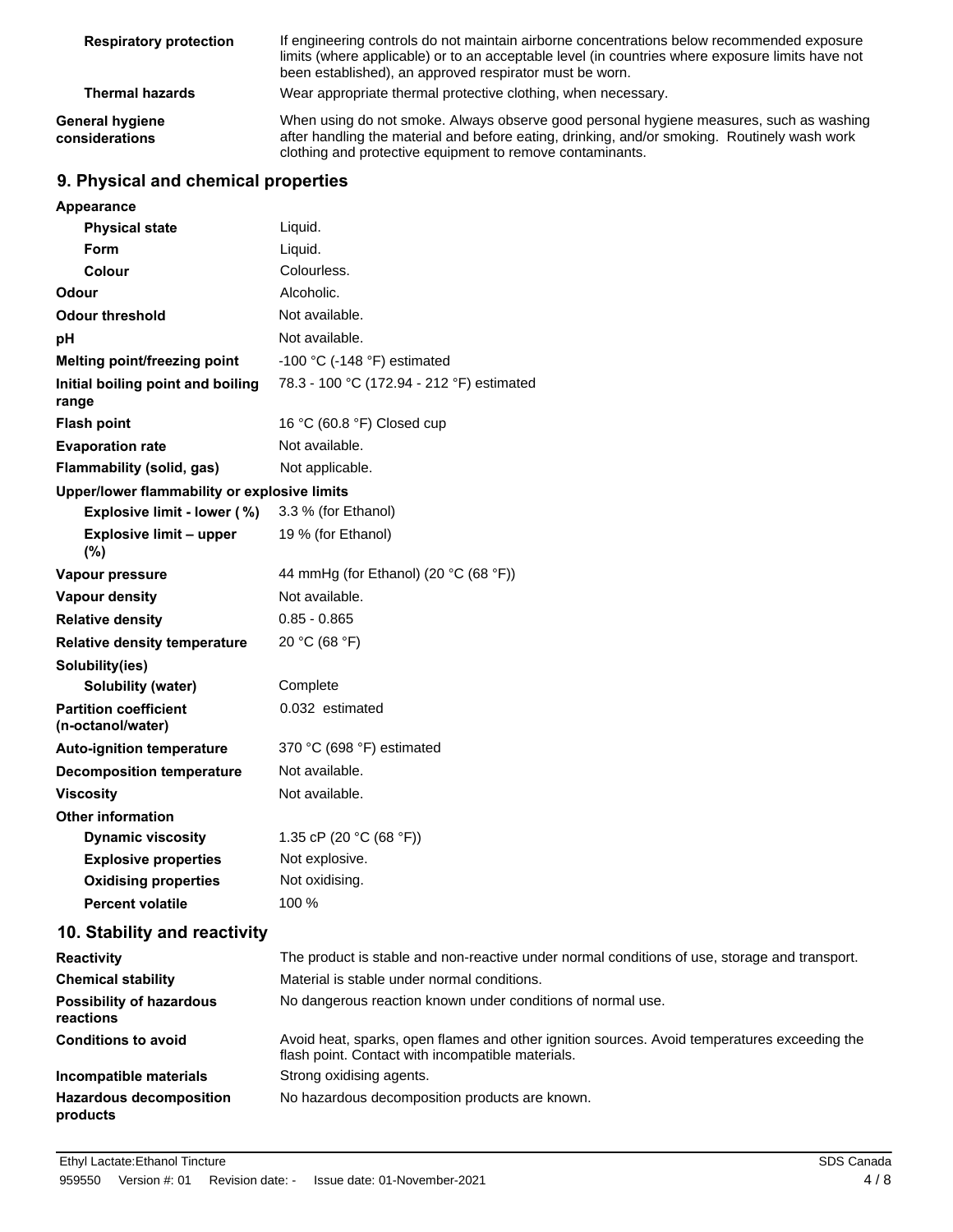| | |
|---|---|
| **Respiratory protection** | If engineering controls do not maintain airborne concentrations below recommended exposure limits (where applicable) or to an acceptable level (in countries where exposure limits have not been established), an approved respirator must be worn. |
| **Thermal hazards** | Wear appropriate thermal protective clothing, when necessary. |
| **General hygiene considerations** | When using do not smoke. Always observe good personal hygiene measures, such as washing after handling the material and before eating, drinking, and/or smoking. Routinely wash work clothing and protective equipment to remove contaminants. |

## 9. Physical and chemical properties

| | |
|---|---|
| **Appearance** | |
| **Physical state** | Liquid. |
| **Form** | Liquid. |
| **Colour** | Colourless. |
| **Odour** | Alcoholic. |
| **Odour threshold** | Not available. |
| **pH** | Not available. |
| **Melting point/freezing point** | -100 °C (-148 °F) estimated |
| **Initial boiling point and boiling range** | 78.3 - 100 °C (172.94 - 212 °F) estimated |
| **Flash point** | 16 °C (60.8 °F) Closed cup |
| **Evaporation rate** | Not available. |
| **Flammability (solid, gas)** | Not applicable. |
| **Upper/lower flammability or explosive limits** | |
| **Explosive limit - lower ( %)** | 3.3 % (for Ethanol) |
| **Explosive limit – upper (%)** | 19 % (for Ethanol) |
| **Vapour pressure** | 44 mmHg (for Ethanol) (20 °C (68 °F)) |
| **Vapour density** | Not available. |
| **Relative density** | 0.85 - 0.865 |
| **Relative density temperature** | 20 °C (68 °F) |
| **Solubility(ies)** | |
| **Solubility (water)** | Complete |
| **Partition coefficient (n-octanol/water)** | 0.032 estimated |
| **Auto-ignition temperature** | 370 °C (698 °F) estimated |
| **Decomposition temperature** | Not available. |
| **Viscosity** | Not available. |
| **Other information** | |
| **Dynamic viscosity** | 1.35 cP (20 °C (68 °F)) |
| **Explosive properties** | Not explosive. |
| **Oxidising properties** | Not oxidising. |
| **Percent volatile** | 100 % |

## 10. Stability and reactivity

| | |
|---|---|
| **Reactivity** | The product is stable and non-reactive under normal conditions of use, storage and transport. |
| **Chemical stability** | Material is stable under normal conditions. |
| **Possibility of hazardous reactions** | No dangerous reaction known under conditions of normal use. |
| **Conditions to avoid** | Avoid heat, sparks, open flames and other ignition sources. Avoid temperatures exceeding the flash point. Contact with incompatible materials. |
| **Incompatible materials** | Strong oxidising agents. |
| **Hazardous decomposition products** | No hazardous decomposition products are known. |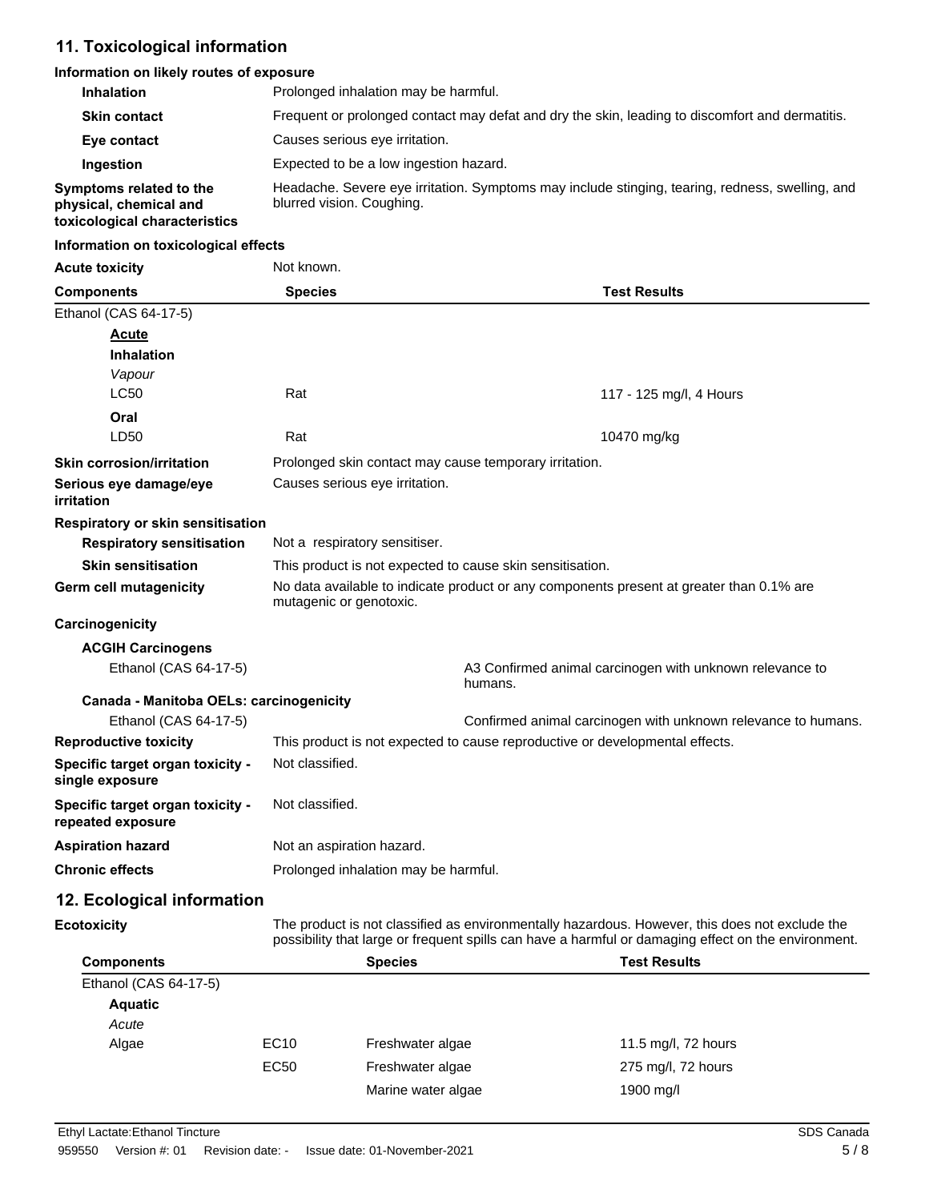## 11. Toxicological information

### Information on likely routes of exposure

| | |
|---|---|
| **Inhalation** | Prolonged inhalation may be harmful. |
| **Skin contact** | Frequent or prolonged contact may defat and dry the skin, leading to discomfort and dermatitis. |
| **Eye contact** | Causes serious eye irritation. |
| **Ingestion** | Expected to be a low ingestion hazard. |
| **Symptoms related to the physical, chemical and toxicological characteristics** | Headache. Severe eye irritation. Symptoms may include stinging, tearing, redness, swelling, and blurred vision. Coughing. |

### Information on toxicological effects

**Acute toxicity** Not known.

| Components | Species | Test Results |
|---|---|---|
| Ethanol (CAS 64-17-5) | | |
| **Acute** | | |
| **Inhalation** | | |
| *Vapour* | | |
| LC50 | Rat | 117 - 125 mg/l, 4 Hours |
| **Oral** | | |
| LD50 | Rat | 10470 mg/kg |

| | |
|---|---|
| **Skin corrosion/irritation** | Prolonged skin contact may cause temporary irritation. |
| **Serious eye damage/eye irritation** | Causes serious eye irritation. |
| **Respiratory or skin sensitisation** | |
| **Respiratory sensitisation** | Not a respiratory sensitiser. |
| **Skin sensitisation** | This product is not expected to cause skin sensitisation. |
| **Germ cell mutagenicity** | No data available to indicate product or any components present at greater than 0.1% are mutagenic or genotoxic. |

**Carcinogenicity**

**ACGIH Carcinogens**

| | |
|---|---|
| Ethanol (CAS 64-17-5) | A3 Confirmed animal carcinogen with unknown relevance to humans. |

**Canada - Manitoba OELs: carcinogenicity**

| | |
|---|---|
| Ethanol (CAS 64-17-5) | Confirmed animal carcinogen with unknown relevance to humans. |

| | |
|---|---|
| **Reproductive toxicity** | This product is not expected to cause reproductive or developmental effects. |
| **Specific target organ toxicity - single exposure** | Not classified. |
| **Specific target organ toxicity - repeated exposure** | Not classified. |
| **Aspiration hazard** | Not an aspiration hazard. |
| **Chronic effects** | Prolonged inhalation may be harmful. |

## 12. Ecological information

**Ecotoxicity** The product is not classified as environmentally hazardous. However, this does not exclude the possibility that large or frequent spills can have a harmful or damaging effect on the environment.

| Components | | Species | Test Results |
|---|---|---|---|
| Ethanol (CAS 64-17-5) | | | |
| **Aquatic** | | | |
| *Acute* | | | |
| Algae | EC10 | Freshwater algae | 11.5 mg/l, 72 hours |
| | EC50 | Freshwater algae | 275 mg/l, 72 hours |
| | | Marine water algae | 1900 mg/l |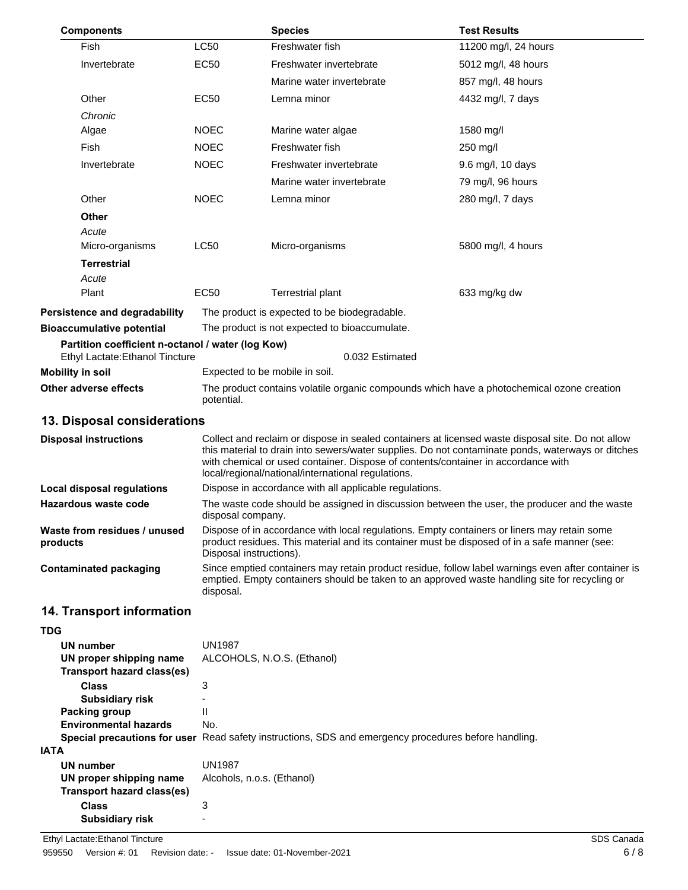| Components | | Species | Test Results |
|---|---|---|---|
| Fish | LC50 | Freshwater fish | 11200 mg/l, 24 hours |
| Invertebrate | EC50 | Freshwater invertebrate | 5012 mg/l, 48 hours |
| | | Marine water invertebrate | 857 mg/l, 48 hours |
| Other | EC50 | Lemna minor | 4432 mg/l, 7 days |
| *Chronic* | | | |
| Algae | NOEC | Marine water algae | 1580 mg/l |
| Fish | NOEC | Freshwater fish | 250 mg/l |
| Invertebrate | NOEC | Freshwater invertebrate | 9.6 mg/l, 10 days |
| | | Marine water invertebrate | 79 mg/l, 96 hours |
| Other | NOEC | Lemna minor | 280 mg/l, 7 days |
| **Other** | | | |
| *Acute* | | | |
| Micro-organisms | LC50 | Micro-organisms | 5800 mg/l, 4 hours |
| **Terrestrial** | | | |
| *Acute* | | | |
| Plant | EC50 | Terrestrial plant | 633 mg/kg dw |

**Persistence and degradability** The product is expected to be biodegradable.

**Bioaccumulative potential** The product is not expected to bioaccumulate.

**Partition coefficient n-octanol / water (log Kow)**

Ethyl Lactate:Ethanol Tincture 0.032 Estimated

**Mobility in soil** Expected to be mobile in soil.

**Other adverse effects** The product contains volatile organic compounds which have a photochemical ozone creation potential.

## 13. Disposal considerations

**Disposal instructions** Collect and reclaim or dispose in sealed containers at licensed waste disposal site. Do not allow this material to drain into sewers/water supplies. Do not contaminate ponds, waterways or ditches with chemical or used container. Dispose of contents/container in accordance with local/regional/national/international regulations.

**Local disposal regulations** Dispose in accordance with all applicable regulations.

**Hazardous waste code** The waste code should be assigned in discussion between the user, the producer and the waste disposal company.

**Waste from residues / unused products** Dispose of in accordance with local regulations. Empty containers or liners may retain some product residues. This material and its container must be disposed of in a safe manner (see: Disposal instructions).

**Contaminated packaging** Since emptied containers may retain product residue, follow label warnings even after container is emptied. Empty containers should be taken to an approved waste handling site for recycling or disposal.

## 14. Transport information

**TDG**

**UN number** UN1987

**UN proper shipping name** ALCOHOLS, N.O.S. (Ethanol)

**Transport hazard class(es)**

**Class** 3

**Subsidiary risk** -

**Packing group** II

**Environmental hazards** No.

**Special precautions for user** Read safety instructions, SDS and emergency procedures before handling.

**IATA**

**UN number** UN1987

**UN proper shipping name** Alcohols, n.o.s. (Ethanol)

**Transport hazard class(es)**

**Class** 3

**Subsidiary risk** -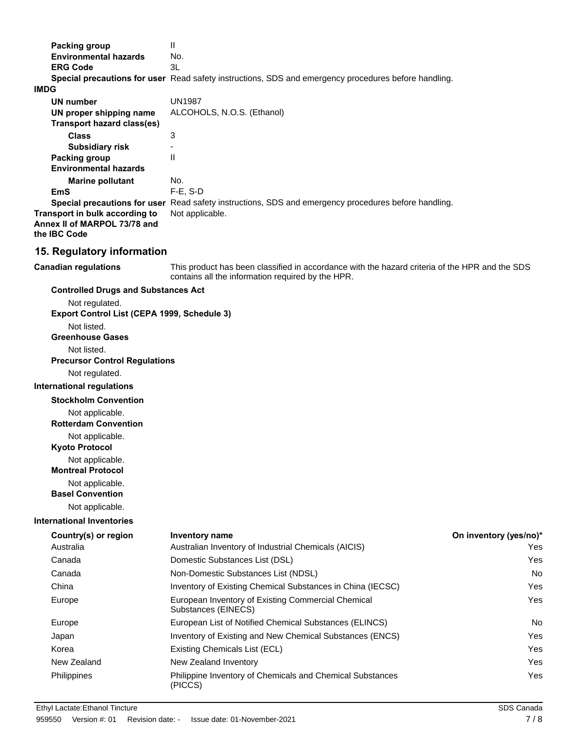**Packing group** II

**Environmental hazards** No.

**ERG Code** 3L

**Special precautions for user** Read safety instructions, SDS and emergency procedures before handling.

**IMDG**

**UN number** UN1987

**UN proper shipping name** ALCOHOLS, N.O.S. (Ethanol)

**Transport hazard class(es)**

**Class** 3

**Subsidiary risk** -

**Packing group** II

**Environmental hazards**

**Marine pollutant** No.

**EmS** F-E, S-D

**Special precautions for user** Read safety instructions, SDS and emergency procedures before handling.

**Transport in bulk according to Annex II of MARPOL 73/78 and the IBC Code** Not applicable.

## 15. Regulatory information

**Canadian regulations** This product has been classified in accordance with the hazard criteria of the HPR and the SDS contains all the information required by the HPR.

**Controlled Drugs and Substances Act**

Not regulated.

**Export Control List (CEPA 1999, Schedule 3)**

Not listed.

**Greenhouse Gases**

Not listed.

**Precursor Control Regulations**

Not regulated.

**International regulations**

**Stockholm Convention**

Not applicable.

**Rotterdam Convention**

Not applicable.

**Kyoto Protocol**

Not applicable.

**Montreal Protocol**

Not applicable.

**Basel Convention**

Not applicable.

**International Inventories**

| Country(s) or region | Inventory name | On inventory (yes/no)* |
|---|---|---|
| Australia | Australian Inventory of Industrial Chemicals (AICIS) | Yes |
| Canada | Domestic Substances List (DSL) | Yes |
| Canada | Non-Domestic Substances List (NDSL) | No |
| China | Inventory of Existing Chemical Substances in China (IECSC) | Yes |
| Europe | European Inventory of Existing Commercial Chemical Substances (EINECS) | Yes |
| Europe | European List of Notified Chemical Substances (ELINCS) | No |
| Japan | Inventory of Existing and New Chemical Substances (ENCS) | Yes |
| Korea | Existing Chemicals List (ECL) | Yes |
| New Zealand | New Zealand Inventory | Yes |
| Philippines | Philippine Inventory of Chemicals and Chemical Substances (PICCS) | Yes |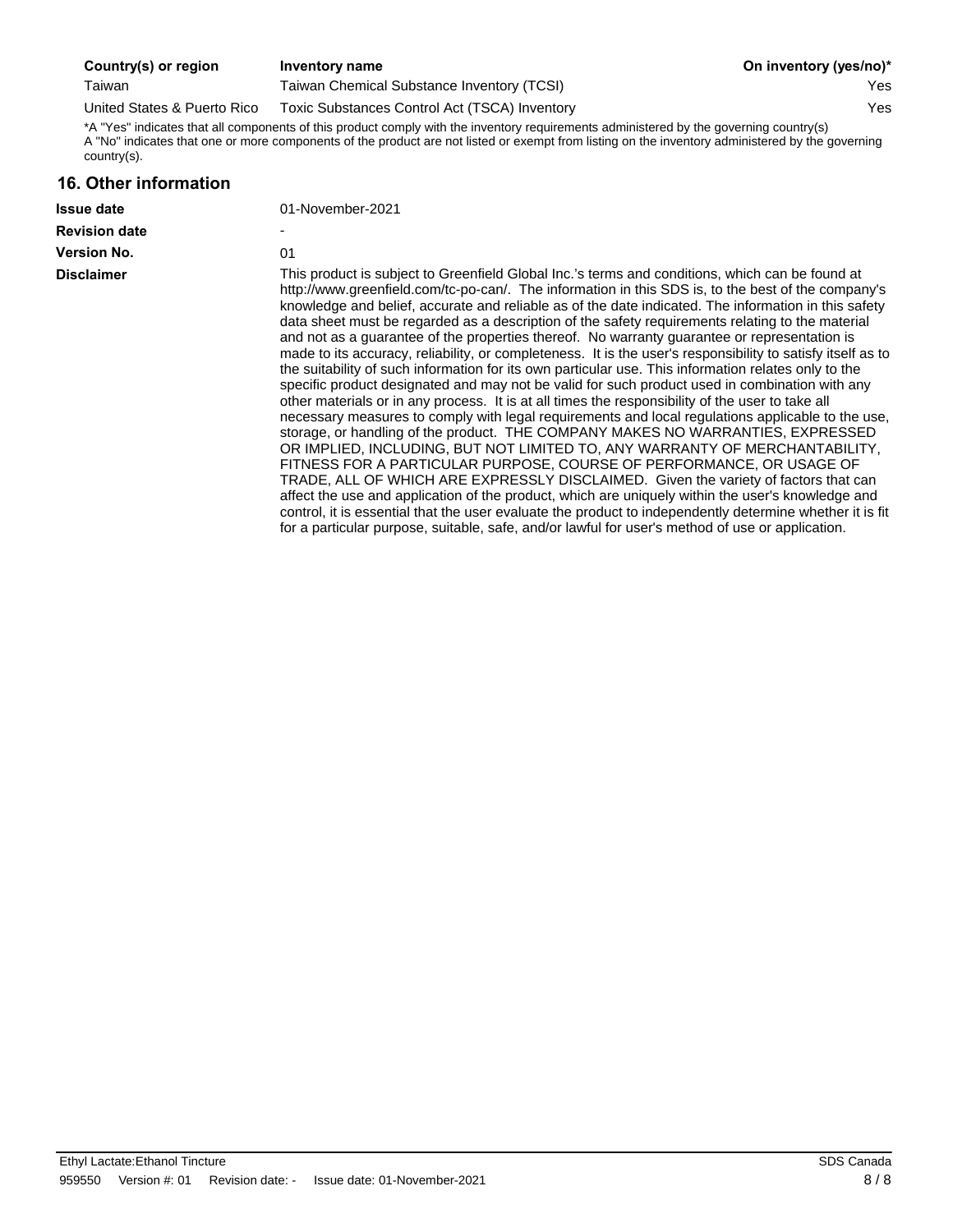| Country(s) or region | Inventory name | On inventory (yes/no)* |
|---|---|---|
| Taiwan | Taiwan Chemical Substance Inventory (TCSI) | Yes |
| United States & Puerto Rico | Toxic Substances Control Act (TSCA) Inventory | Yes |

*A "Yes" indicates that all components of this product comply with the inventory requirements administered by the governing country(s)
A "No" indicates that one or more components of the product are not listed or exempt from listing on the inventory administered by the governing country(s).

## 16. Other information

| | |
|---|---|
| **Issue date** | 01-November-2021 |
| **Revision date** | - |
| **Version No.** | 01 |
| **Disclaimer** | This product is subject to Greenfield Global Inc.'s terms and conditions, which can be found at http://www.greenfield.com/tc-po-can/. The information in this SDS is, to the best of the company's knowledge and belief, accurate and reliable as of the date indicated. The information in this safety data sheet must be regarded as a description of the safety requirements relating to the material and not as a guarantee of the properties thereof. No warranty guarantee or representation is made to its accuracy, reliability, or completeness. It is the user's responsibility to satisfy itself as to the suitability of such information for its own particular use. This information relates only to the specific product designated and may not be valid for such product used in combination with any other materials or in any process. It is at all times the responsibility of the user to take all necessary measures to comply with legal requirements and local regulations applicable to the use, storage, or handling of the product. THE COMPANY MAKES NO WARRANTIES, EXPRESSED OR IMPLIED, INCLUDING, BUT NOT LIMITED TO, ANY WARRANTY OF MERCHANTABILITY, FITNESS FOR A PARTICULAR PURPOSE, COURSE OF PERFORMANCE, OR USAGE OF TRADE, ALL OF WHICH ARE EXPRESSLY DISCLAIMED. Given the variety of factors that can affect the use and application of the product, which are uniquely within the user's knowledge and control, it is essential that the user evaluate the product to independently determine whether it is fit for a particular purpose, suitable, safe, and/or lawful for user's method of use or application. |